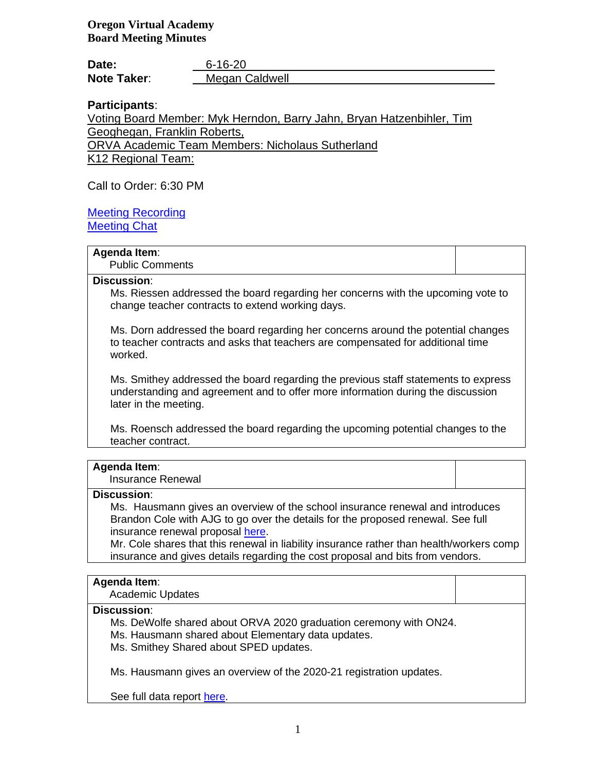**Oregon Virtual Academy**
**Board Meeting Minutes**

**Date:** 6-16-20
**Note Taker**: Megan Caldwell

**Participants**:
Voting Board Member: Myk Herndon, Barry Jahn, Bryan Hatzenbihler, Tim Geoghegan, Franklin Roberts,
ORVA Academic Team Members: Nicholaus Sutherland
K12 Regional Team:

Call to Order: 6:30 PM

Meeting Recording
Meeting Chat

| **Agenda Item**: Public Comments | |
|---|---|
| **Discussion**: Ms. Riessen addressed the board regarding her concerns with the upcoming vote to change teacher contracts to extend working days.<br><br>Ms. Dorn addressed the board regarding her concerns around the potential changes to teacher contracts and asks that teachers are compensated for additional time worked.<br><br>Ms. Smithey addressed the board regarding the previous staff statements to express understanding and agreement and to offer more information during the discussion later in the meeting.<br><br>Ms. Roensch addressed the board regarding the upcoming potential changes to the teacher contract. | |

| **Agenda Item**: Insurance Renewal | |
|---|---|
| **Discussion**: Ms. Hausmann gives an overview of the school insurance renewal and introduces Brandon Cole with AJG to go over the details for the proposed renewal. See full insurance renewal proposal here.<br>Mr. Cole shares that this renewal in liability insurance rather than health/workers comp insurance and gives details regarding the cost proposal and bits from vendors. | |

| **Agenda Item**: Academic Updates | |
|---|---|
| **Discussion**: Ms. DeWolfe shared about ORVA 2020 graduation ceremony with ON24.<br>Ms. Hausmann shared about Elementary data updates.<br>Ms. Smithey Shared about SPED updates.<br><br>Ms. Hausmann gives an overview of the 2020-21 registration updates.<br><br>See full data report here. | |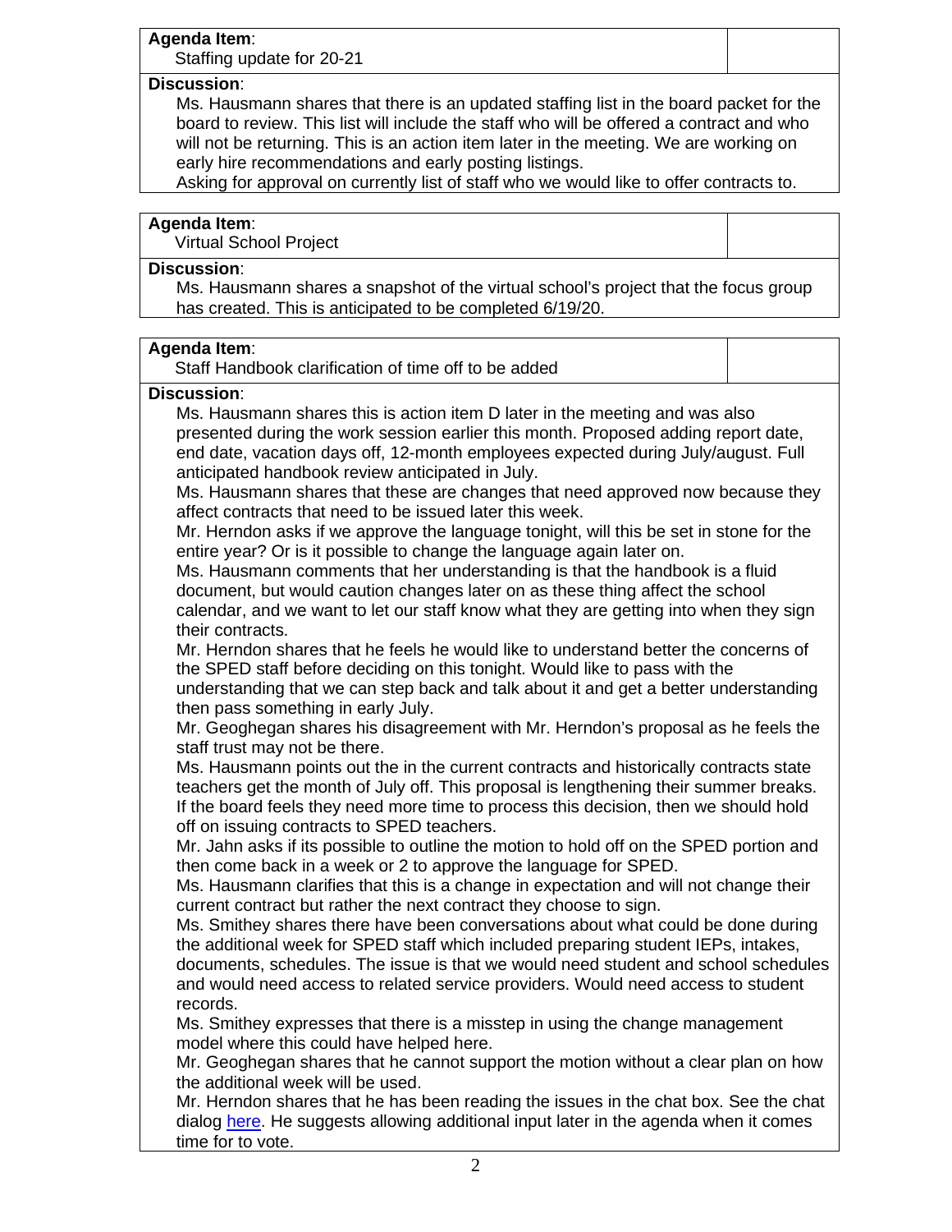| **Agenda Item**: Staffing update for 20-21 | |
|---|---|

**Discussion**:

Ms. Hausmann shares that there is an updated staffing list in the board packet for the board to review. This list will include the staff who will be offered a contract and who will not be returning. This is an action item later in the meeting. We are working on early hire recommendations and early posting listings.
Asking for approval on currently list of staff who we would like to offer contracts to.

| **Agenda Item**: Virtual School Project | |
|---|---|

**Discussion**:

Ms. Hausmann shares a snapshot of the virtual school's project that the focus group has created. This is anticipated to be completed 6/19/20.

| **Agenda Item**: Staff Handbook clarification of time off to be added | |
|---|---|

**Discussion**:

Ms. Hausmann shares this is action item D later in the meeting and was also presented during the work session earlier this month. Proposed adding report date, end date, vacation days off, 12-month employees expected during July/august. Full anticipated handbook review anticipated in July.
Ms. Hausmann shares that these are changes that need approved now because they affect contracts that need to be issued later this week.
Mr. Herndon asks if we approve the language tonight, will this be set in stone for the entire year? Or is it possible to change the language again later on.
Ms. Hausmann comments that her understanding is that the handbook is a fluid document, but would caution changes later on as these thing affect the school calendar, and we want to let our staff know what they are getting into when they sign their contracts.
Mr. Herndon shares that he feels he would like to understand better the concerns of the SPED staff before deciding on this tonight. Would like to pass with the understanding that we can step back and talk about it and get a better understanding then pass something in early July.
Mr. Geoghegan shares his disagreement with Mr. Herndon's proposal as he feels the staff trust may not be there.
Ms. Hausmann points out the in the current contracts and historically contracts state teachers get the month of July off. This proposal is lengthening their summer breaks. If the board feels they need more time to process this decision, then we should hold off on issuing contracts to SPED teachers.
Mr. Jahn asks if its possible to outline the motion to hold off on the SPED portion and then come back in a week or 2 to approve the language for SPED.
Ms. Hausmann clarifies that this is a change in expectation and will not change their current contract but rather the next contract they choose to sign.
Ms. Smithey shares there have been conversations about what could be done during the additional week for SPED staff which included preparing student IEPs, intakes, documents, schedules. The issue is that we would need student and school schedules and would need access to related service providers. Would need access to student records.
Ms. Smithey expresses that there is a misstep in using the change management model where this could have helped here.
Mr. Geoghegan shares that he cannot support the motion without a clear plan on how the additional week will be used.
Mr. Herndon shares that he has been reading the issues in the chat box. See the chat dialog here. He suggests allowing additional input later in the agenda when it comes time for to vote.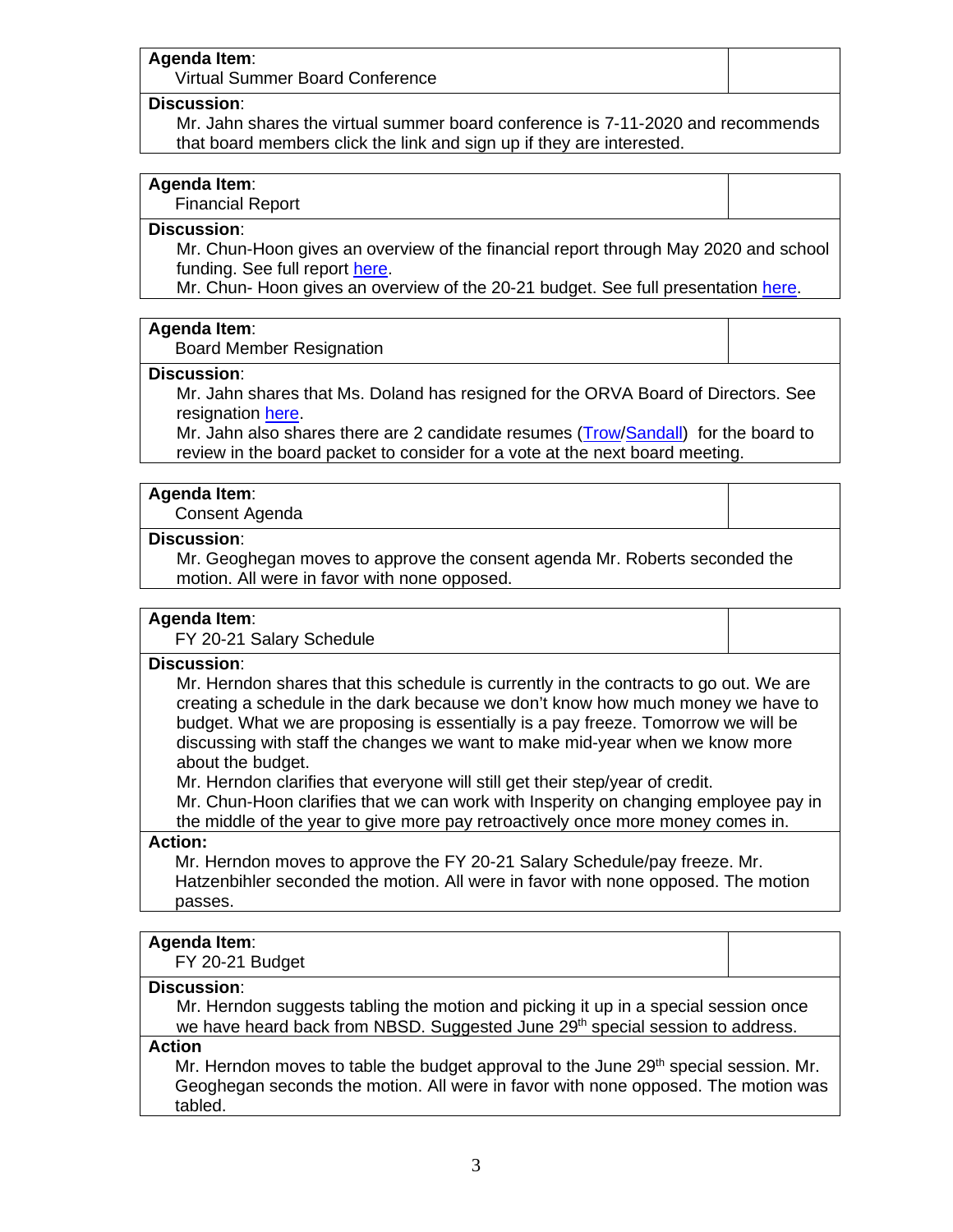**Agenda Item**:
Virtual Summer Board Conference

**Discussion**:
Mr. Jahn shares the virtual summer board conference is 7-11-2020 and recommends that board members click the link and sign up if they are interested.

**Agenda Item**:
Financial Report

**Discussion**:
Mr. Chun-Hoon gives an overview of the financial report through May 2020 and school funding. See full report here.
Mr. Chun- Hoon gives an overview of the 20-21 budget. See full presentation here.

**Agenda Item**:
Board Member Resignation

**Discussion**:
Mr. Jahn shares that Ms. Doland has resigned for the ORVA Board of Directors. See resignation here.
Mr. Jahn also shares there are 2 candidate resumes (Trow/Sandall) for the board to review in the board packet to consider for a vote at the next board meeting.

**Agenda Item**:
Consent Agenda

**Discussion**:
Mr. Geoghegan moves to approve the consent agenda Mr. Roberts seconded the motion. All were in favor with none opposed.

**Agenda Item**:
FY 20-21 Salary Schedule

**Discussion**:
Mr. Herndon shares that this schedule is currently in the contracts to go out. We are creating a schedule in the dark because we don't know how much money we have to budget. What we are proposing is essentially is a pay freeze. Tomorrow we will be discussing with staff the changes we want to make mid-year when we know more about the budget.
Mr. Herndon clarifies that everyone will still get their step/year of credit.
Mr. Chun-Hoon clarifies that we can work with Insperity on changing employee pay in the middle of the year to give more pay retroactively once more money comes in.

**Action:**
Mr. Herndon moves to approve the FY 20-21 Salary Schedule/pay freeze. Mr. Hatzenbihler seconded the motion. All were in favor with none opposed. The motion passes.

**Agenda Item**:
FY 20-21 Budget

**Discussion**:
Mr. Herndon suggests tabling the motion and picking it up in a special session once we have heard back from NBSD. Suggested June 29th special session to address.

**Action**
Mr. Herndon moves to table the budget approval to the June 29th special session. Mr. Geoghegan seconds the motion. All were in favor with none opposed. The motion was tabled.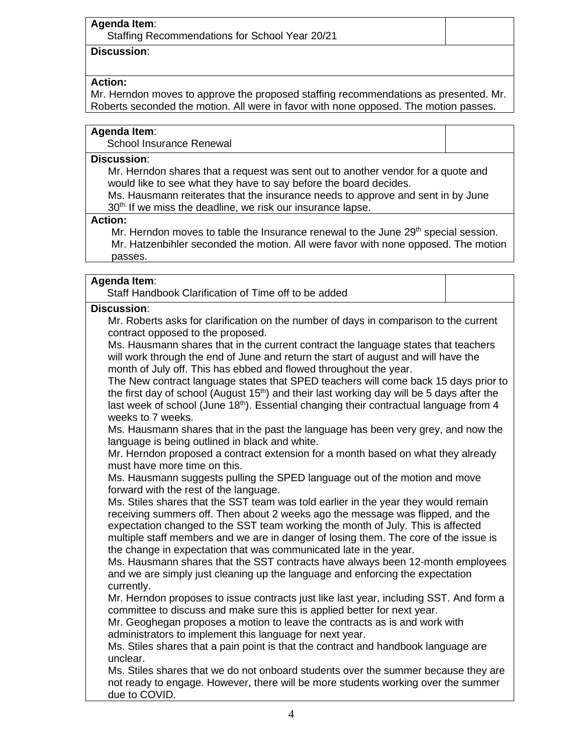**Agenda Item**:
Staffing Recommendations for School Year 20/21

**Discussion**:

**Action:**
Mr. Herndon moves to approve the proposed staffing recommendations as presented. Mr. Roberts seconded the motion. All were in favor with none opposed. The motion passes.

**Agenda Item**:
School Insurance Renewal

**Discussion**:
Mr. Herndon shares that a request was sent out to another vendor for a quote and would like to see what they have to say before the board decides.
Ms. Hausmann reiterates that the insurance needs to approve and sent in by June 30th. If we miss the deadline, we risk our insurance lapse.

**Action:**
Mr. Herndon moves to table the Insurance renewal to the June 29th special session. Mr. Hatzenbihler seconded the motion. All were favor with none opposed. The motion passes.

**Agenda Item**:
Staff Handbook Clarification of Time off to be added

**Discussion**:
Mr. Roberts asks for clarification on the number of days in comparison to the current contract opposed to the proposed.
Ms. Hausmann shares that in the current contract the language states that teachers will work through the end of June and return the start of august and will have the month of July off. This has ebbed and flowed throughout the year.
The New contract language states that SPED teachers will come back 15 days prior to the first day of school (August 15th) and their last working day will be 5 days after the last week of school (June 18th). Essential changing their contractual language from 4 weeks to 7 weeks.
Ms. Hausmann shares that in the past the language has been very grey, and now the language is being outlined in black and white.
Mr. Herndon proposed a contract extension for a month based on what they already must have more time on this.
Ms. Hausmann suggests pulling the SPED language out of the motion and move forward with the rest of the language.
Ms. Stiles shares that the SST team was told earlier in the year they would remain receiving summers off. Then about 2 weeks ago the message was flipped, and the expectation changed to the SST team working the month of July. This is affected multiple staff members and we are in danger of losing them. The core of the issue is the change in expectation that was communicated late in the year.
Ms. Hausmann shares that the SST contracts have always been 12-month employees and we are simply just cleaning up the language and enforcing the expectation currently.
Mr. Herndon proposes to issue contracts just like last year, including SST. And form a committee to discuss and make sure this is applied better for next year.
Mr. Geoghegan proposes a motion to leave the contracts as is and work with administrators to implement this language for next year.
Ms. Stiles shares that a pain point is that the contract and handbook language are unclear.
Ms. Stiles shares that we do not onboard students over the summer because they are not ready to engage. However, there will be more students working over the summer due to COVID.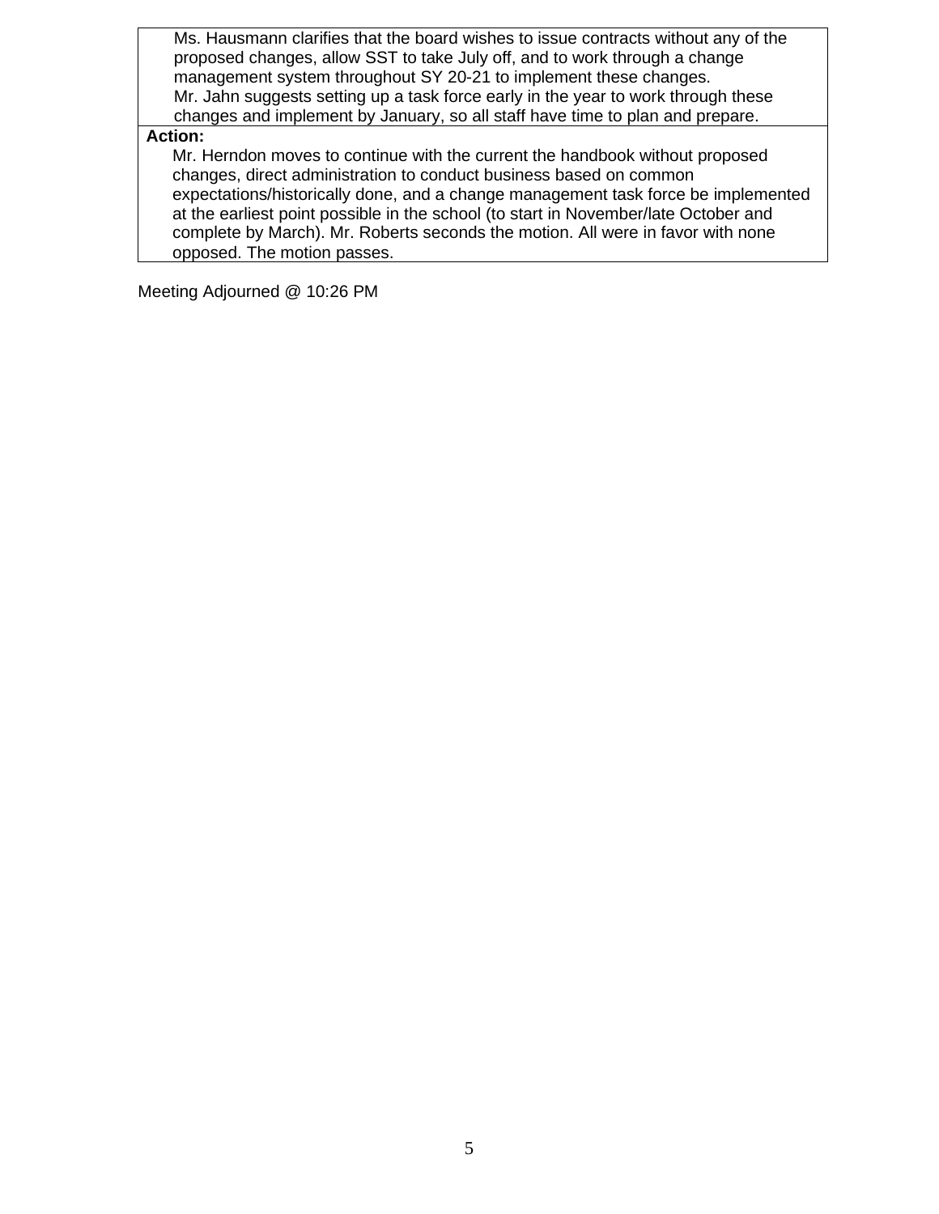| |
|---|
| Ms. Hausmann clarifies that the board wishes to issue contracts without any of the proposed changes, allow SST to take July off, and to work through a change management system throughout SY 20-21 to implement these changes. Mr. Jahn suggests setting up a task force early in the year to work through these changes and implement by January, so all staff have time to plan and prepare. |
| **Action:** Mr. Herndon moves to continue with the current the handbook without proposed changes, direct administration to conduct business based on common expectations/historically done, and a change management task force be implemented at the earliest point possible in the school (to start in November/late October and complete by March). Mr. Roberts seconds the motion. All were in favor with none opposed. The motion passes. |

Meeting Adjourned @ 10:26 PM